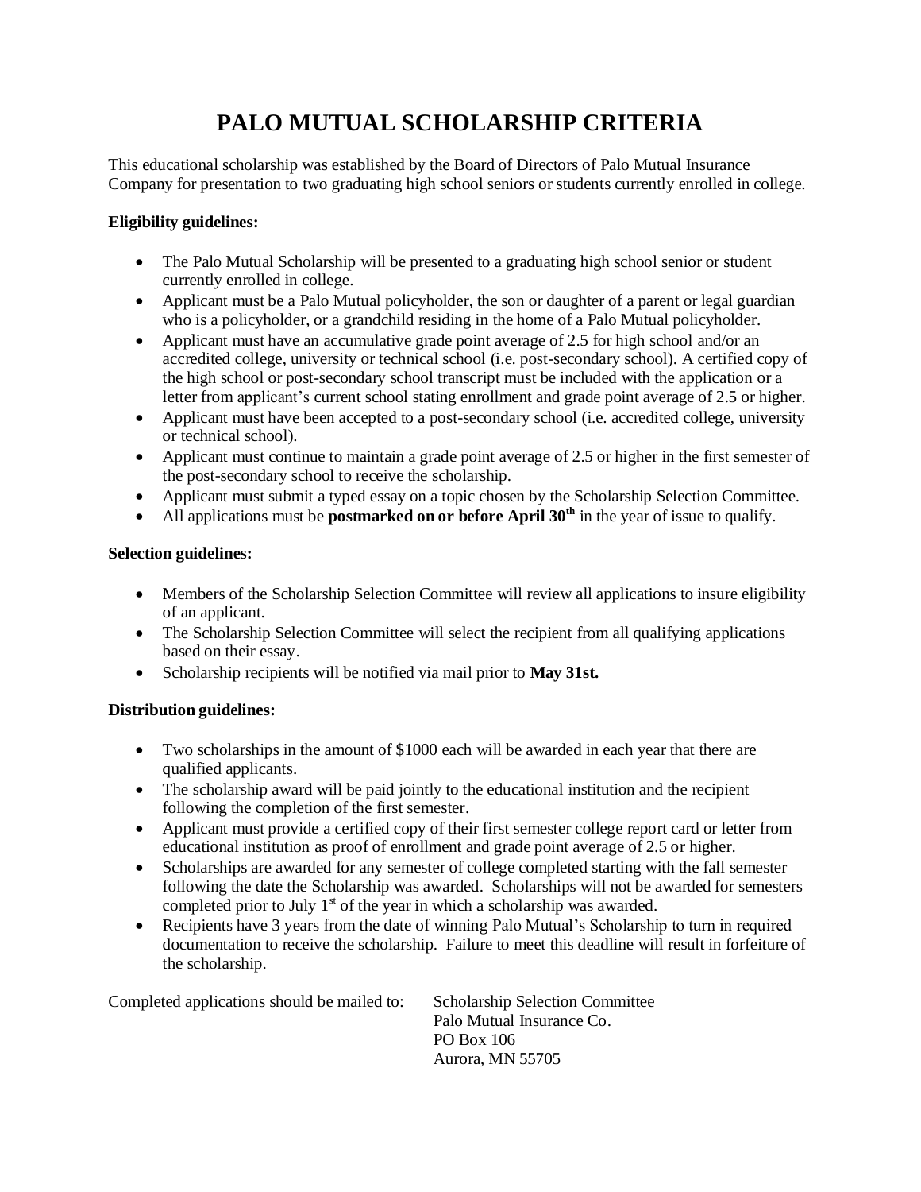# PALO MUTUAL SCHOLARSHIP CRITERIA

This educational scholarship was established by the Board of Directors of Palo Mutual Insurance Company for presentation to two graduating high school seniors or students currently enrolled in college.

**Eligibility guidelines:**

- The Palo Mutual Scholarship will be presented to a graduating high school senior or student currently enrolled in college.
- Applicant must be a Palo Mutual policyholder, the son or daughter of a parent or legal guardian who is a policyholder, or a grandchild residing in the home of a Palo Mutual policyholder.
- Applicant must have an accumulative grade point average of 2.5 for high school and/or an accredited college, university or technical school (i.e. post-secondary school). A certified copy of the high school or post-secondary school transcript must be included with the application or a letter from applicant's current school stating enrollment and grade point average of 2.5 or higher.
- Applicant must have been accepted to a post-secondary school (i.e. accredited college, university or technical school).
- Applicant must continue to maintain a grade point average of 2.5 or higher in the first semester of the post-secondary school to receive the scholarship.
- Applicant must submit a typed essay on a topic chosen by the Scholarship Selection Committee.
- All applications must be **postmarked on or before April 30th** in the year of issue to qualify.

**Selection guidelines:**

- Members of the Scholarship Selection Committee will review all applications to insure eligibility of an applicant.
- The Scholarship Selection Committee will select the recipient from all qualifying applications based on their essay.
- Scholarship recipients will be notified via mail prior to **May 31st.**

**Distribution guidelines:**

- Two scholarships in the amount of $1000 each will be awarded in each year that there are qualified applicants.
- The scholarship award will be paid jointly to the educational institution and the recipient following the completion of the first semester.
- Applicant must provide a certified copy of their first semester college report card or letter from educational institution as proof of enrollment and grade point average of 2.5 or higher.
- Scholarships are awarded for any semester of college completed starting with the fall semester following the date the Scholarship was awarded. Scholarships will not be awarded for semesters completed prior to July 1st of the year in which a scholarship was awarded.
- Recipients have 3 years from the date of winning Palo Mutual's Scholarship to turn in required documentation to receive the scholarship. Failure to meet this deadline will result in forfeiture of the scholarship.

Completed applications should be mailed to:

Scholarship Selection Committee
Palo Mutual Insurance Co.
PO Box 106
Aurora, MN 55705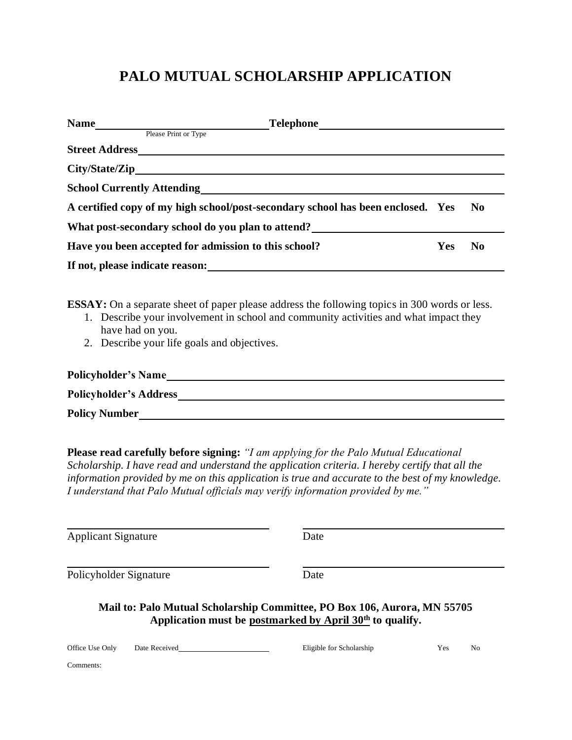# PALO MUTUAL SCHOLARSHIP APPLICATION

**Name** ______________________ **Telephone** ______________________
Please Print or Type

**Street Address** ______________________

**City/State/Zip** ______________________

**School Currently Attending** ______________________

**A certified copy of my high school/post-secondary school has been enclosed. Yes No**

**What post-secondary school do you plan to attend?** ______________________

**Have you been accepted for admission to this school? Yes No**

**If not, please indicate reason:** ______________________

**ESSAY:** On a separate sheet of paper please address the following topics in 300 words or less.

1. Describe your involvement in school and community activities and what impact they have had on you.
2. Describe your life goals and objectives.

**Policyholder's Name** ______________________

**Policyholder's Address** ______________________

**Policy Number** ______________________

**Please read carefully before signing:** *"I am applying for the Palo Mutual Educational Scholarship. I have read and understand the application criteria. I hereby certify that all the information provided by me on this application is true and accurate to the best of my knowledge. I understand that Palo Mutual officials may verify information provided by me."*

______________________ ______________________
Applicant Signature Date

______________________ ______________________
Policyholder Signature Date

**Mail to: Palo Mutual Scholarship Committee, PO Box 106, Aurora, MN 55705**
**Application must be postmarked by April 30th to qualify.**

Office Use Only Date Received ______________________ Eligible for Scholarship Yes No

Comments: